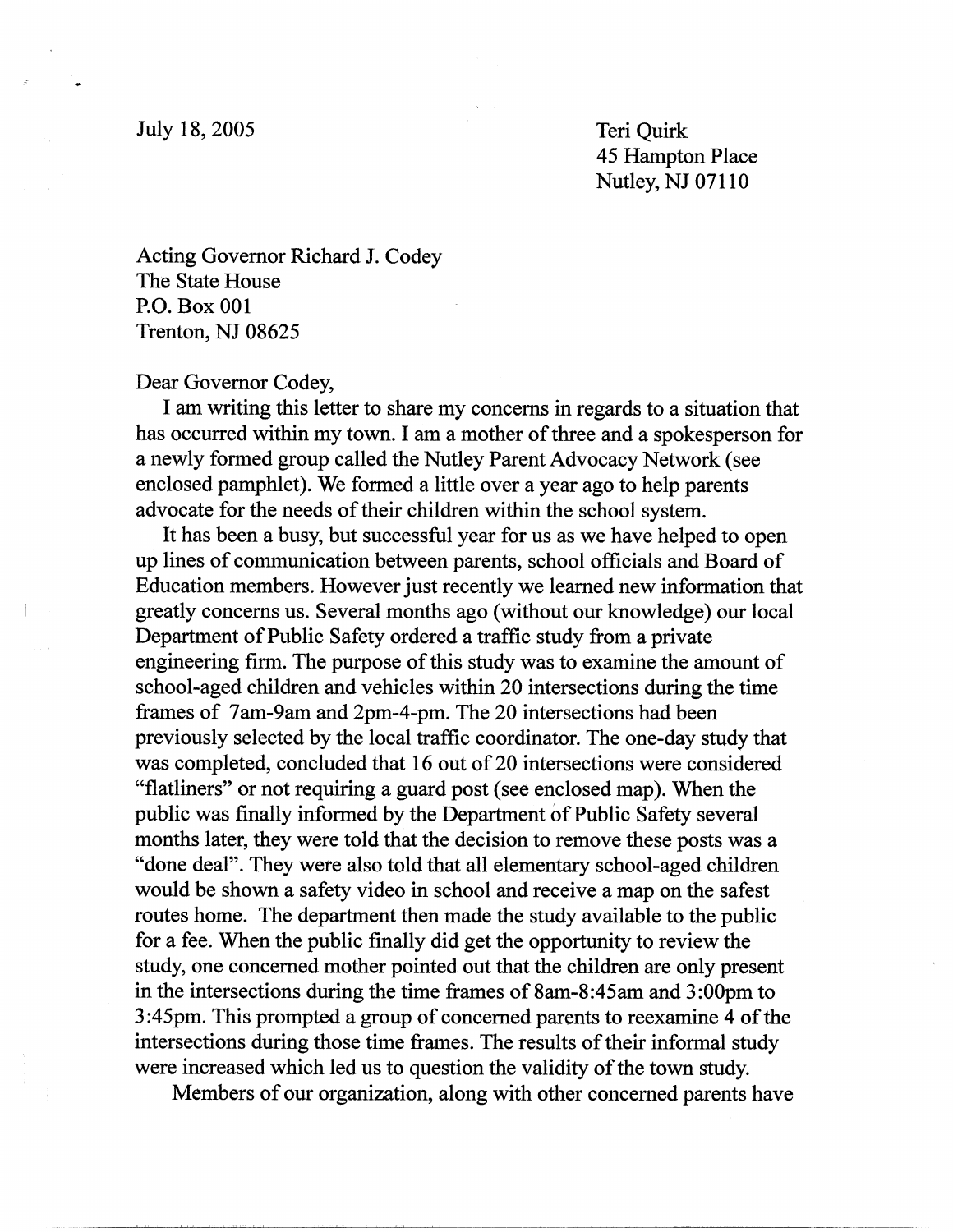July 18, 2005

Teri Quirk
45 Hampton Place
Nutley, NJ 07110

Acting Governor Richard J. Codey
The State House
P.O. Box 001
Trenton, NJ 08625

Dear Governor Codey,

I am writing this letter to share my concerns in regards to a situation that has occurred within my town. I am a mother of three and a spokesperson for a newly formed group called the Nutley Parent Advocacy Network (see enclosed pamphlet). We formed a little over a year ago to help parents advocate for the needs of their children within the school system.

It has been a busy, but successful year for us as we have helped to open up lines of communication between parents, school officials and Board of Education members. However just recently we learned new information that greatly concerns us. Several months ago (without our knowledge) our local Department of Public Safety ordered a traffic study from a private engineering firm. The purpose of this study was to examine the amount of school-aged children and vehicles within 20 intersections during the time frames of 7am-9am and 2pm-4-pm. The 20 intersections had been previously selected by the local traffic coordinator. The one-day study that was completed, concluded that 16 out of 20 intersections were considered "flatliners" or not requiring a guard post (see enclosed map). When the public was finally informed by the Department of Public Safety several months later, they were told that the decision to remove these posts was a "done deal". They were also told that all elementary school-aged children would be shown a safety video in school and receive a map on the safest routes home. The department then made the study available to the public for a fee. When the public finally did get the opportunity to review the study, one concerned mother pointed out that the children are only present in the intersections during the time frames of 8am-8:45am and 3:00pm to 3:45pm. This prompted a group of concerned parents to reexamine 4 of the intersections during those time frames. The results of their informal study were increased which led us to question the validity of the town study.

Members of our organization, along with other concerned parents have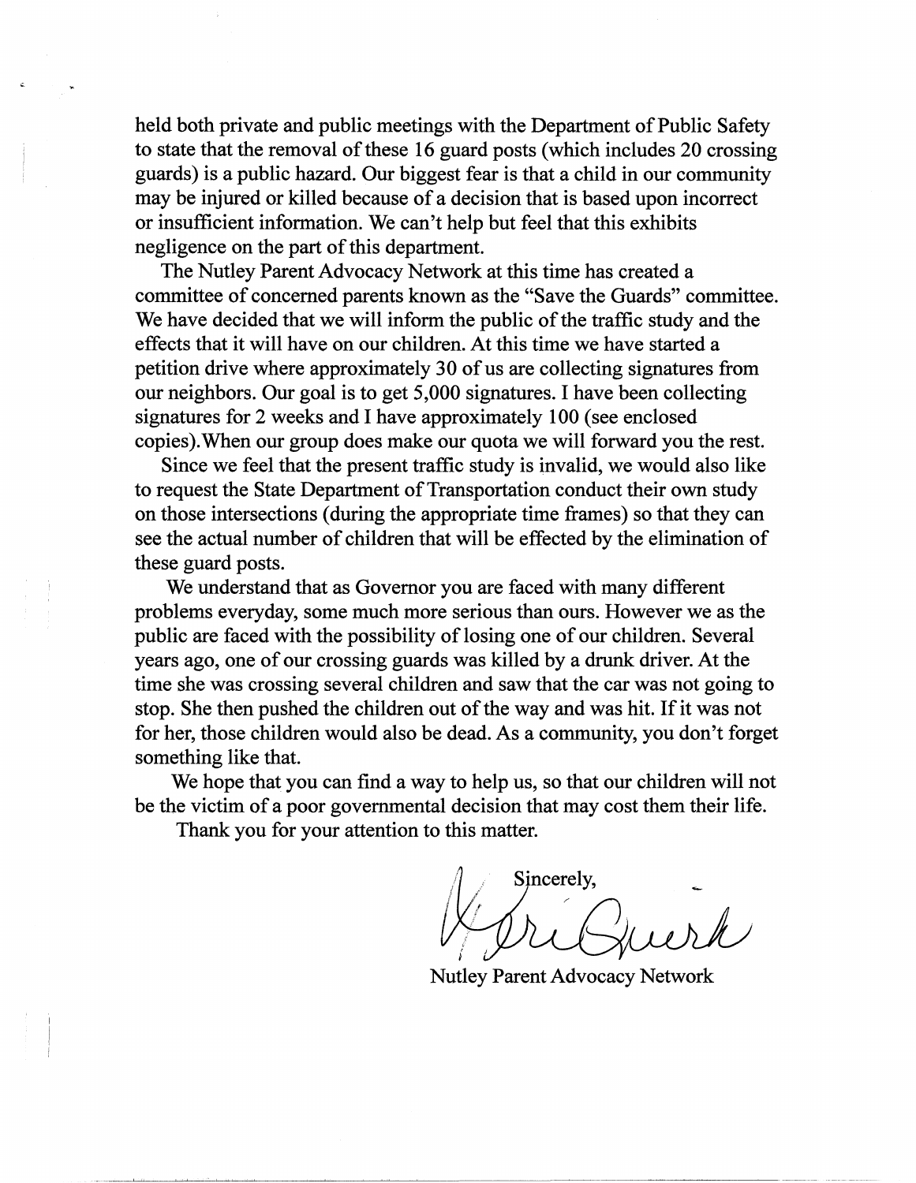held both private and public meetings with the Department of Public Safety to state that the removal of these 16 guard posts (which includes 20 crossing guards) is a public hazard. Our biggest fear is that a child in our community may be injured or killed because of a decision that is based upon incorrect or insufficient information. We can't help but feel that this exhibits negligence on the part of this department.

The Nutley Parent Advocacy Network at this time has created a committee of concerned parents known as the "Save the Guards" committee. We have decided that we will inform the public of the traffic study and the effects that it will have on our children. At this time we have started a petition drive where approximately 30 of us are collecting signatures from our neighbors. Our goal is to get 5,000 signatures. I have been collecting signatures for 2 weeks and I have approximately 100 (see enclosed copies).When our group does make our quota we will forward you the rest.

Since we feel that the present traffic study is invalid, we would also like to request the State Department of Transportation conduct their own study on those intersections (during the appropriate time frames) so that they can see the actual number of children that will be effected by the elimination of these guard posts.

We understand that as Governor you are faced with many different problems everyday, some much more serious than ours. However we as the public are faced with the possibility of losing one of our children. Several years ago, one of our crossing guards was killed by a drunk driver. At the time she was crossing several children and saw that the car was not going to stop. She then pushed the children out of the way and was hit. If it was not for her, those children would also be dead. As a community, you don't forget something like that.

We hope that you can find a way to help us, so that our children will not be the victim of a poor governmental decision that may cost them their life.

Thank you for your attention to this matter.

Sincerely,

Nutley Parent Advocacy Network